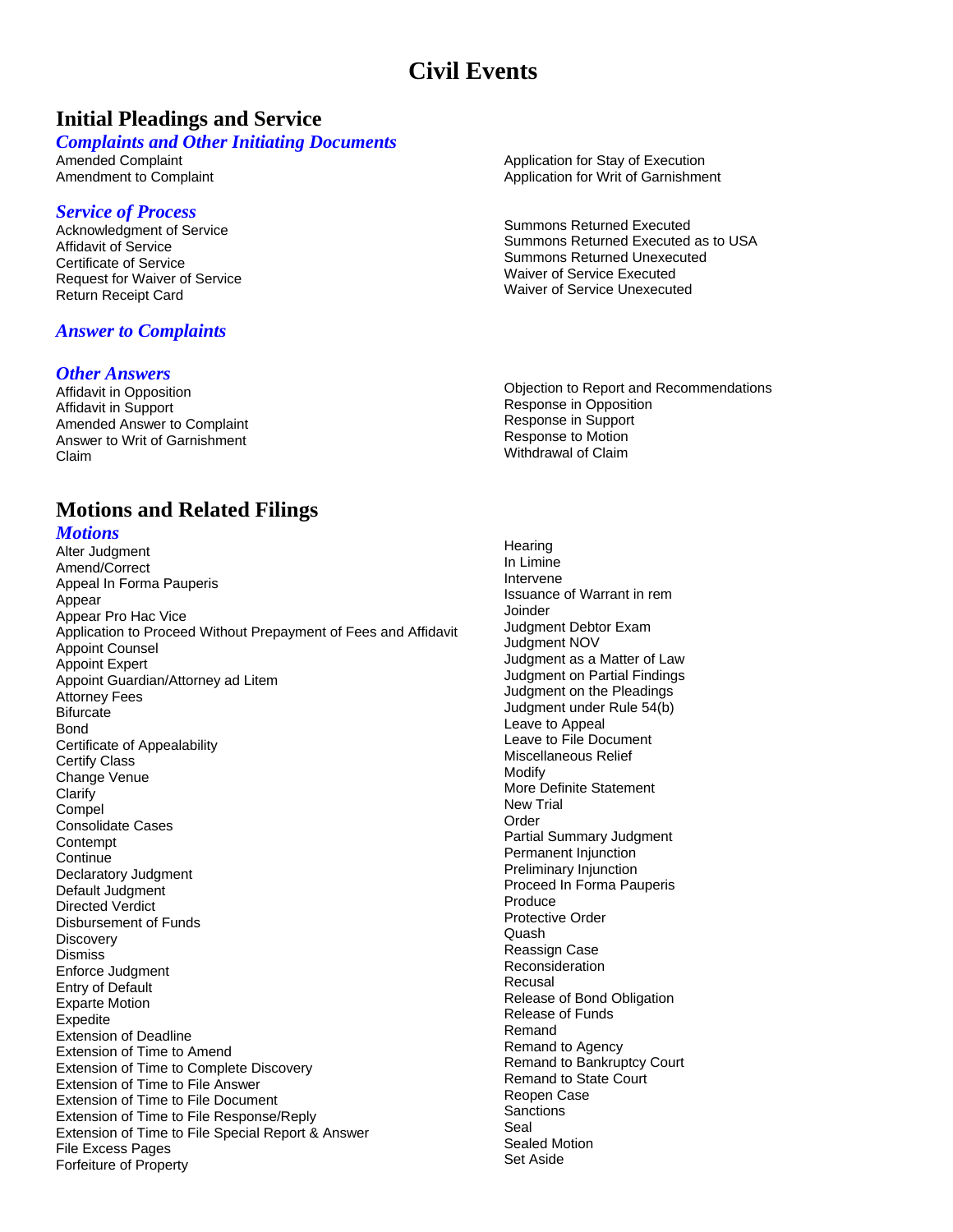# Civil Events

## Initial Pleadings and Service

### *Complaints and Other Initiating Documents*

Amended Complaint
Amendment to Complaint
Application for Stay of Execution
Application for Writ of Garnishment

### *Service of Process*

Acknowledgment of Service
Affidavit of Service
Certificate of Service
Request for Waiver of Service
Return Receipt Card
Summons Returned Executed
Summons Returned Executed as to USA
Summons Returned Unexecuted
Waiver of Service Executed
Waiver of Service Unexecuted

### *Answer to Complaints*

### *Other Answers*

Affidavit in Opposition
Affidavit in Support
Amended Answer to Complaint
Answer to Writ of Garnishment
Claim
Objection to Report and Recommendations
Response in Opposition
Response in Support
Response to Motion
Withdrawal of Claim

## Motions and Related Filings

### *Motions*

Alter Judgment
Amend/Correct
Appeal In Forma Pauperis
Appear
Appear Pro Hac Vice
Application to Proceed Without Prepayment of Fees and Affidavit
Appoint Counsel
Appoint Expert
Appoint Guardian/Attorney ad Litem
Attorney Fees
Bifurcate
Bond
Certificate of Appealability
Certify Class
Change Venue
Clarify
Compel
Consolidate Cases
Contempt
Continue
Declaratory Judgment
Default Judgment
Directed Verdict
Disbursement of Funds
Discovery
Dismiss
Enforce Judgment
Entry of Default
Exparte Motion
Expedite
Extension of Deadline
Extension of Time to Amend
Extension of Time to Complete Discovery
Extension of Time to File Answer
Extension of Time to File Document
Extension of Time to File Response/Reply
Extension of Time to File Special Report & Answer
File Excess Pages
Forfeiture of Property
Hearing
In Limine
Intervene
Issuance of Warrant in rem
Joinder
Judgment Debtor Exam
Judgment NOV
Judgment as a Matter of Law
Judgment on Partial Findings
Judgment on the Pleadings
Judgment under Rule 54(b)
Leave to Appeal
Leave to File Document
Miscellaneous Relief
Modify
More Definite Statement
New Trial
Order
Partial Summary Judgment
Permanent Injunction
Preliminary Injunction
Proceed In Forma Pauperis
Produce
Protective Order
Quash
Reassign Case
Reconsideration
Recusal
Release of Bond Obligation
Release of Funds
Remand
Remand to Agency
Remand to Bankruptcy Court
Remand to State Court
Reopen Case
Sanctions
Seal
Sealed Motion
Set Aside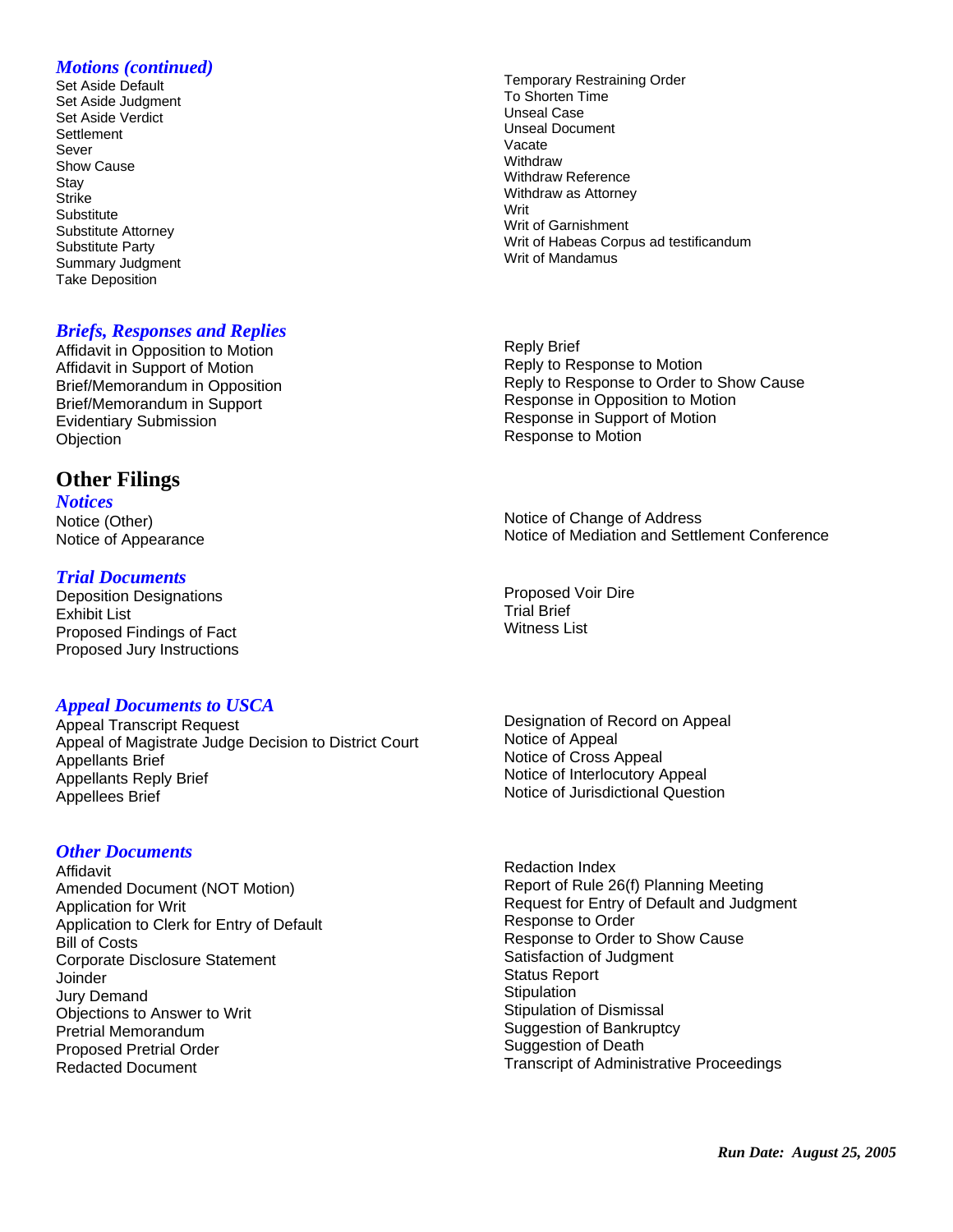### *Motions (continued)*

Set Aside Default
Set Aside Judgment
Set Aside Verdict
Settlement
Sever
Show Cause
Stay
Strike
Substitute
Substitute Attorney
Substitute Party
Summary Judgment
Take Deposition
Temporary Restraining Order
To Shorten Time
Unseal Case
Unseal Document
Vacate
Withdraw
Withdraw Reference
Withdraw as Attorney
Writ
Writ of Garnishment
Writ of Habeas Corpus ad testificandum
Writ of Mandamus

### *Briefs, Responses and Replies*

Affidavit in Opposition to Motion
Affidavit in Support of Motion
Brief/Memorandum in Opposition
Brief/Memorandum in Support
Evidentiary Submission
Objection
Reply Brief
Reply to Response to Motion
Reply to Response to Order to Show Cause
Response in Opposition to Motion
Response in Support of Motion
Response to Motion

## Other Filings

### *Notices*

Notice (Other)
Notice of Appearance
Notice of Change of Address
Notice of Mediation and Settlement Conference

### *Trial Documents*

Deposition Designations
Exhibit List
Proposed Findings of Fact
Proposed Jury Instructions
Proposed Voir Dire
Trial Brief
Witness List

### *Appeal Documents to USCA*

Appeal Transcript Request
Appeal of Magistrate Judge Decision to District Court
Appellants Brief
Appellants Reply Brief
Appellees Brief
Designation of Record on Appeal
Notice of Appeal
Notice of Cross Appeal
Notice of Interlocutory Appeal
Notice of Jurisdictional Question

### *Other Documents*

Affidavit
Amended Document (NOT Motion)
Application for Writ
Application to Clerk for Entry of Default
Bill of Costs
Corporate Disclosure Statement
Joinder
Jury Demand
Objections to Answer to Writ
Pretrial Memorandum
Proposed Pretrial Order
Redacted Document
Redaction Index
Report of Rule 26(f) Planning Meeting
Request for Entry of Default and Judgment
Response to Order
Response to Order to Show Cause
Satisfaction of Judgment
Status Report
Stipulation
Stipulation of Dismissal
Suggestion of Bankruptcy
Suggestion of Death
Transcript of Administrative Proceedings

***Run Date: August 25, 2005***